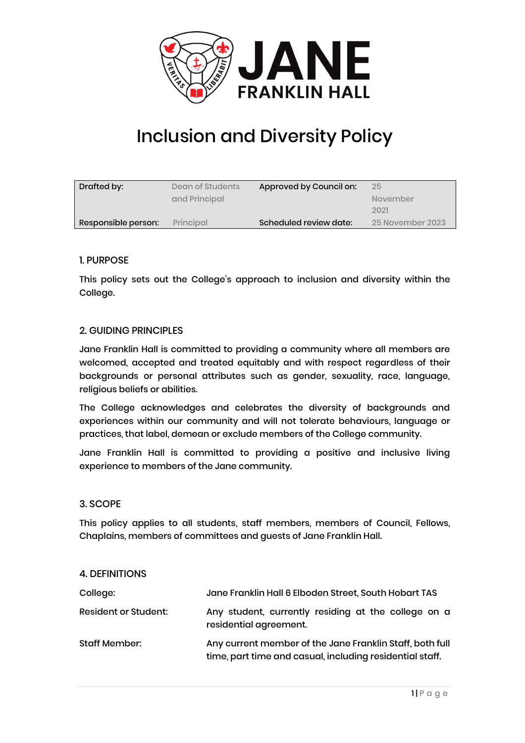# Inclusion and Diversity Policy

| Drafted by: | Dean of Students and Principal | Approved by Council on: | 25 November 2021 |
|---|---|---|---|
| Responsible person: | Principal | Scheduled review date: | 25 November 2023 |

## 1. PURPOSE

This policy sets out the College's approach to inclusion and diversity within the College.

## 2. GUIDING PRINCIPLES

Jane Franklin Hall is committed to providing a community where all members are welcomed, accepted and treated equitably and with respect regardless of their backgrounds or personal attributes such as gender, sexuality, race, language, religious beliefs or abilities.

The College acknowledges and celebrates the diversity of backgrounds and experiences within our community and will not tolerate behaviours, language or practices, that label, demean or exclude members of the College community.

Jane Franklin Hall is committed to providing a positive and inclusive living experience to members of the Jane community.

## 3. SCOPE

This policy applies to all students, staff members, members of Council, Fellows, Chaplains, members of committees and guests of Jane Franklin Hall.

## 4. DEFINITIONS

| | |
|---|---|
| College: | Jane Franklin Hall 6 Elboden Street, South Hobart TAS |
| Resident or Student: | Any student, currently residing at the college on a residential agreement. |
| Staff Member: | Any current member of the Jane Franklin Staff, both full time, part time and casual, including residential staff. |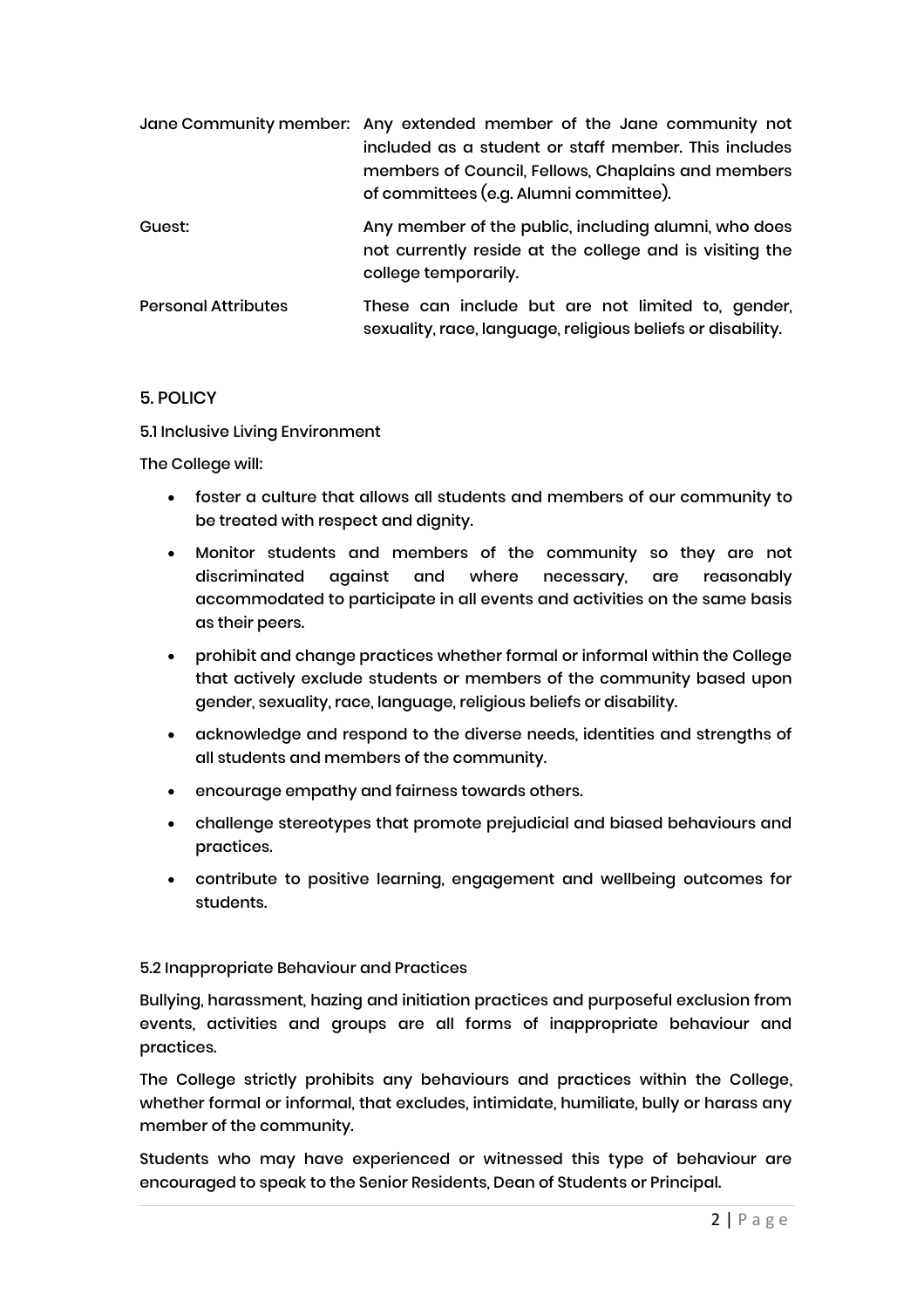| | |
|---|---|
| Jane Community member: | Any extended member of the Jane community not included as a student or staff member. This includes members of Council, Fellows, Chaplains and members of committees (e.g. Alumni committee). |
| Guest: | Any member of the public, including alumni, who does not currently reside at the college and is visiting the college temporarily. |
| Personal Attributes | These can include but are not limited to, gender, sexuality, race, language, religious beliefs or disability. |

## 5. POLICY

### 5.1 Inclusive Living Environment

The College will:

- foster a culture that allows all students and members of our community to be treated with respect and dignity.
- Monitor students and members of the community so they are not discriminated against and where necessary, are reasonably accommodated to participate in all events and activities on the same basis as their peers.
- prohibit and change practices whether formal or informal within the College that actively exclude students or members of the community based upon gender, sexuality, race, language, religious beliefs or disability.
- acknowledge and respond to the diverse needs, identities and strengths of all students and members of the community.
- encourage empathy and fairness towards others.
- challenge stereotypes that promote prejudicial and biased behaviours and practices.
- contribute to positive learning, engagement and wellbeing outcomes for students.

### 5.2 Inappropriate Behaviour and Practices

Bullying, harassment, hazing and initiation practices and purposeful exclusion from events, activities and groups are all forms of inappropriate behaviour and practices.

The College strictly prohibits any behaviours and practices within the College, whether formal or informal, that excludes, intimidate, humiliate, bully or harass any member of the community.

Students who may have experienced or witnessed this type of behaviour are encouraged to speak to the Senior Residents, Dean of Students or Principal.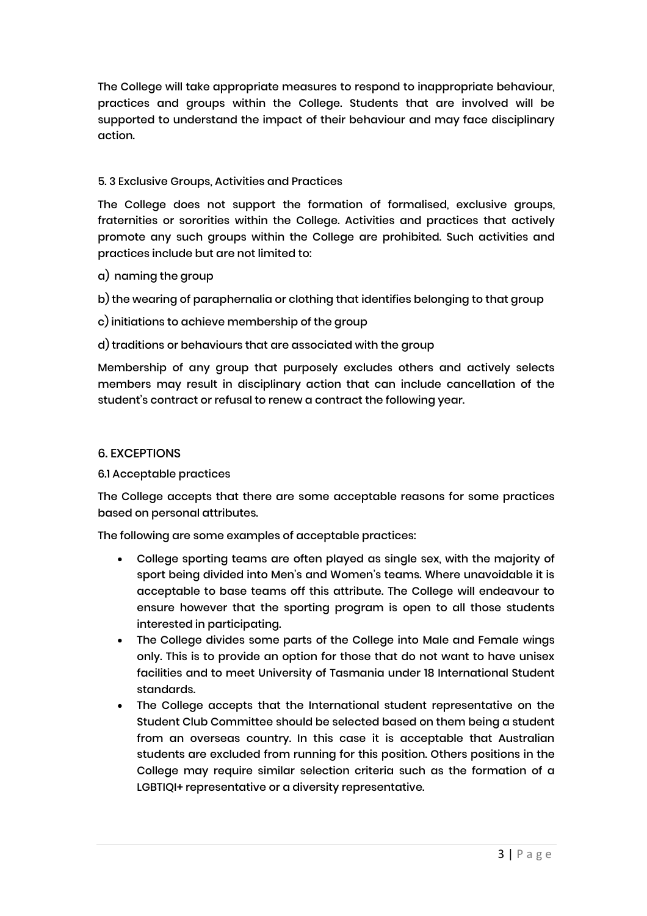The College will take appropriate measures to respond to inappropriate behaviour, practices and groups within the College. Students that are involved will be supported to understand the impact of their behaviour and may face disciplinary action.

### 5. 3 Exclusive Groups, Activities and Practices

The College does not support the formation of formalised, exclusive groups, fraternities or sororities within the College. Activities and practices that actively promote any such groups within the College are prohibited. Such activities and practices include but are not limited to:

a) naming the group

b) the wearing of paraphernalia or clothing that identifies belonging to that group

c) initiations to achieve membership of the group

d) traditions or behaviours that are associated with the group

Membership of any group that purposely excludes others and actively selects members may result in disciplinary action that can include cancellation of the student's contract or refusal to renew a contract the following year.

## 6. EXCEPTIONS

### 6.1 Acceptable practices

The College accepts that there are some acceptable reasons for some practices based on personal attributes.

The following are some examples of acceptable practices:

- College sporting teams are often played as single sex, with the majority of sport being divided into Men's and Women's teams. Where unavoidable it is acceptable to base teams off this attribute. The College will endeavour to ensure however that the sporting program is open to all those students interested in participating.
- The College divides some parts of the College into Male and Female wings only. This is to provide an option for those that do not want to have unisex facilities and to meet University of Tasmania under 18 International Student standards.
- The College accepts that the International student representative on the Student Club Committee should be selected based on them being a student from an overseas country. In this case it is acceptable that Australian students are excluded from running for this position. Others positions in the College may require similar selection criteria such as the formation of a LGBTIQI+ representative or a diversity representative.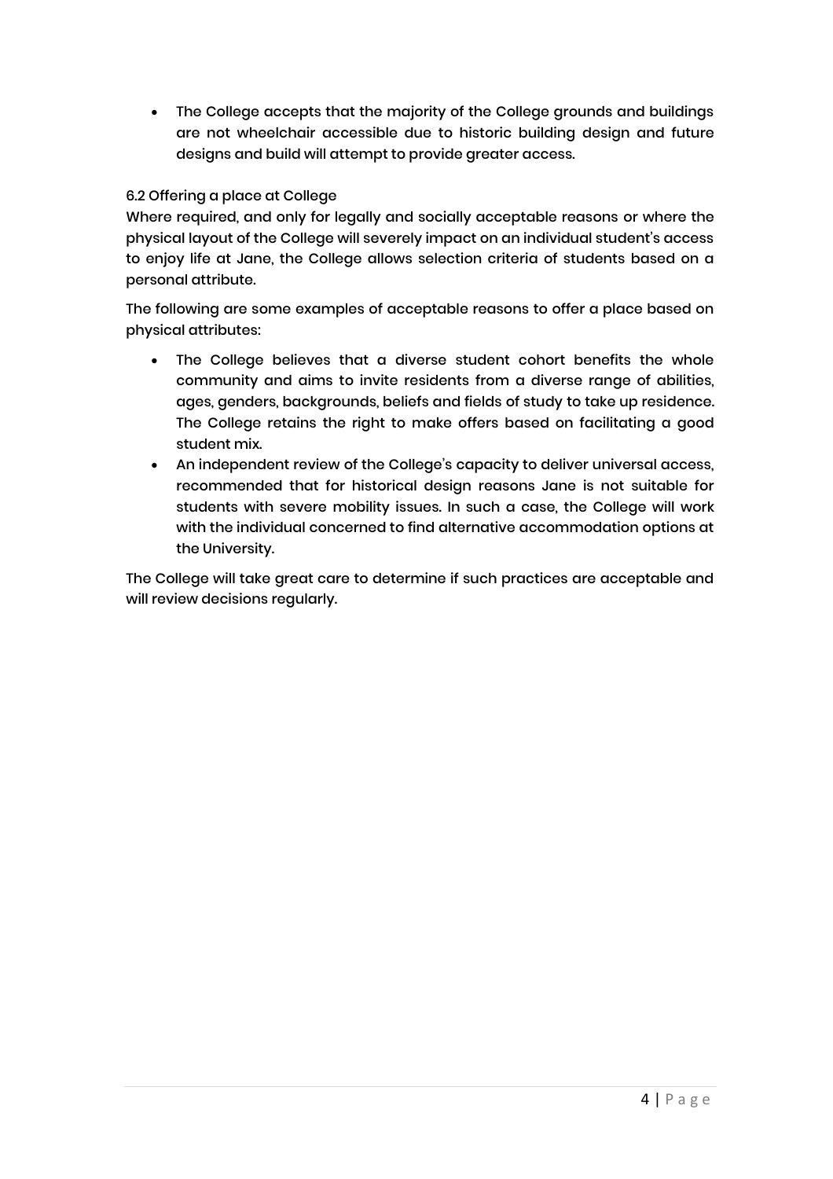- The College accepts that the majority of the College grounds and buildings are not wheelchair accessible due to historic building design and future designs and build will attempt to provide greater access.

### 6.2 Offering a place at College

Where required, and only for legally and socially acceptable reasons or where the physical layout of the College will severely impact on an individual student's access to enjoy life at Jane, the College allows selection criteria of students based on a personal attribute.

The following are some examples of acceptable reasons to offer a place based on physical attributes:

- The College believes that a diverse student cohort benefits the whole community and aims to invite residents from a diverse range of abilities, ages, genders, backgrounds, beliefs and fields of study to take up residence. The College retains the right to make offers based on facilitating a good student mix.
- An independent review of the College's capacity to deliver universal access, recommended that for historical design reasons Jane is not suitable for students with severe mobility issues. In such a case, the College will work with the individual concerned to find alternative accommodation options at the University.

The College will take great care to determine if such practices are acceptable and will review decisions regularly.